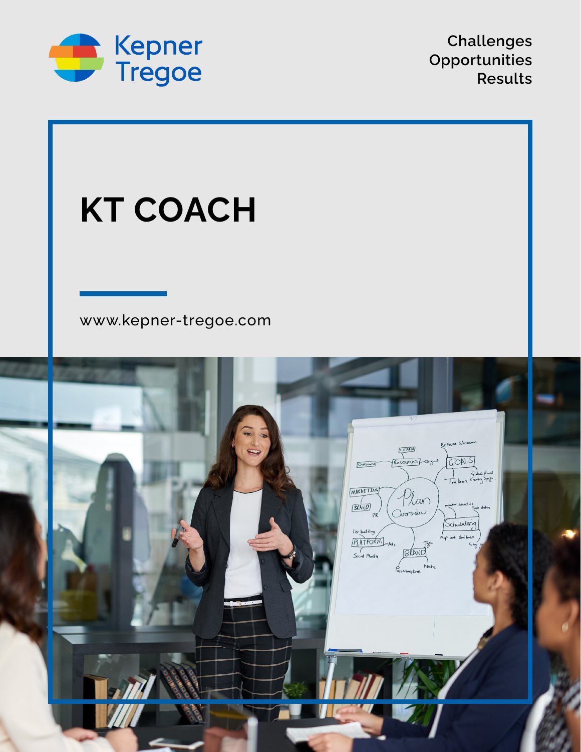Kepner Tregoe

Challenges
Opportunities
Results

# KT COACH

www.kepner-tregoe.com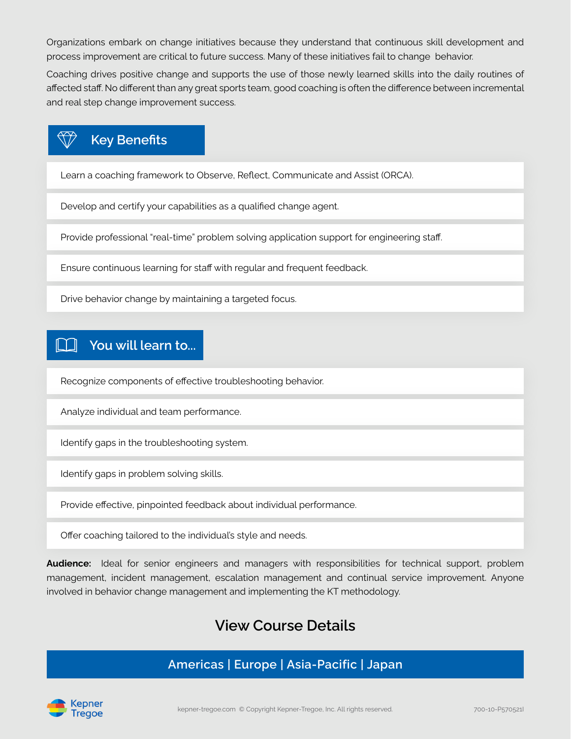Organizations embark on change initiatives because they understand that continuous skill development and process improvement are critical to future success. Many of these initiatives fail to change behavior.

Coaching drives positive change and supports the use of those newly learned skills into the daily routines of affected staff. No different than any great sports team, good coaching is often the difference between incremental and real step change improvement success.

## Key Benefits

- Learn a coaching framework to Observe, Reflect, Communicate and Assist (ORCA).
- Develop and certify your capabilities as a qualified change agent.
- Provide professional "real-time" problem solving application support for engineering staff.
- Ensure continuous learning for staff with regular and frequent feedback.
- Drive behavior change by maintaining a targeted focus.

## You will learn to...

- Recognize components of effective troubleshooting behavior.
- Analyze individual and team performance.
- Identify gaps in the troubleshooting system.
- Identify gaps in problem solving skills.
- Provide effective, pinpointed feedback about individual performance.
- Offer coaching tailored to the individual's style and needs.

**Audience:** Ideal for senior engineers and managers with responsibilities for technical support, problem management, incident management, escalation management and continual service improvement. Anyone involved in behavior change management and implementing the KT methodology.

## View Course Details

**Americas | Europe | Asia-Pacific | Japan**

Kepner Tregoe

kepner-tregoe.com © Copyright Kepner-Tregoe, Inc. All rights reserved.

700-10-P570521I